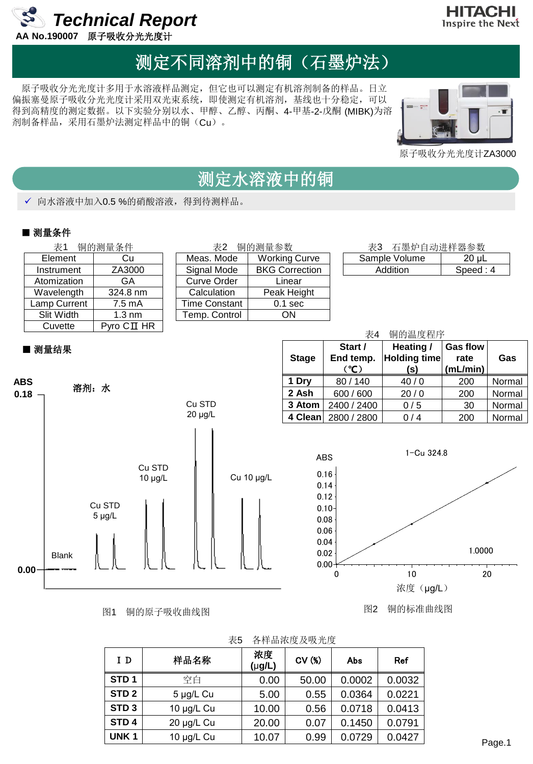# Technical Report

AA No.190007 原子吸收分光光度计

# 测定不同溶剂中的铜（石墨炉法）

原子吸收分光光度计多用于水溶液样品测定，但它也可以测定有机溶剂制备的样品。日立偏振塞曼原子吸收分光光度计采用双光束系统，即使测定有机溶剂，基线也十分稳定，可以得到高精度的测定数据。以下实验分别以水、甲醇、乙醇、丙酮、4-甲基-2-戊酮 (MIBK)为溶剂制备样品，采用石墨炉法测定样品中的铜（Cu）。

原子吸收分光光度计ZA3000

## 测定水溶液中的铜

✓ 向水溶液中加入0.5 %的硝酸溶液，得到待测样品。

### ■ 测量条件

表1 铜的测量条件

| Element | Cu |
|---|---|
| Instrument | ZA3000 |
| Atomization | GA |
| Wavelength | 324.8 nm |
| Lamp Current | 7.5 mA |
| Slit Width | 1.3 nm |
| Cuvette | Pyro CⅡ HR |

表2 铜的测量参数

| Meas. Mode | Working Curve |
|---|---|
| Signal Mode | BKG Correction |
| Curve Order | Linear |
| Calculation | Peak Height |
| Time Constant | 0.1 sec |
| Temp. Control | ON |

表3 石墨炉自动进样器参数

| Sample Volume | 20 µL |
|---|---|
| Addition | Speed : 4 |

表4 铜的温度程序

| Stage | Start / End temp. (℃) | Heating / Holding time (s) | Gas flow rate (mL/min) | Gas |
|---|---|---|---|---|
| 1 Dry | 80 / 140 | 40 / 0 | 200 | Normal |
| 2 Ash | 600 / 600 | 20 / 0 | 200 | Normal |
| 3 Atom | 2400 / 2400 | 0 / 5 | 30 | Normal |
| 4 Clean | 2800 / 2800 | 0 / 4 | 200 | Normal |

### ■ 测量结果

图1 铜的原子吸收曲线图

图2 铜的标准曲线图

表5 各样品浓度及吸光度

| ＩＤ | 样品名称 | 浓度 (µg/L) | CV (%) | Abs | Ref |
|---|---|---|---|---|---|
| STD 1 | 空白 | 0.00 | 50.00 | 0.0002 | 0.0032 |
| STD 2 | 5 µg/L Cu | 5.00 | 0.55 | 0.0364 | 0.0221 |
| STD 3 | 10 µg/L Cu | 10.00 | 0.56 | 0.0718 | 0.0413 |
| STD 4 | 20 µg/L Cu | 20.00 | 0.07 | 0.1450 | 0.0791 |
| UNK 1 | 10 µg/L Cu | 10.07 | 0.99 | 0.0729 | 0.0427 |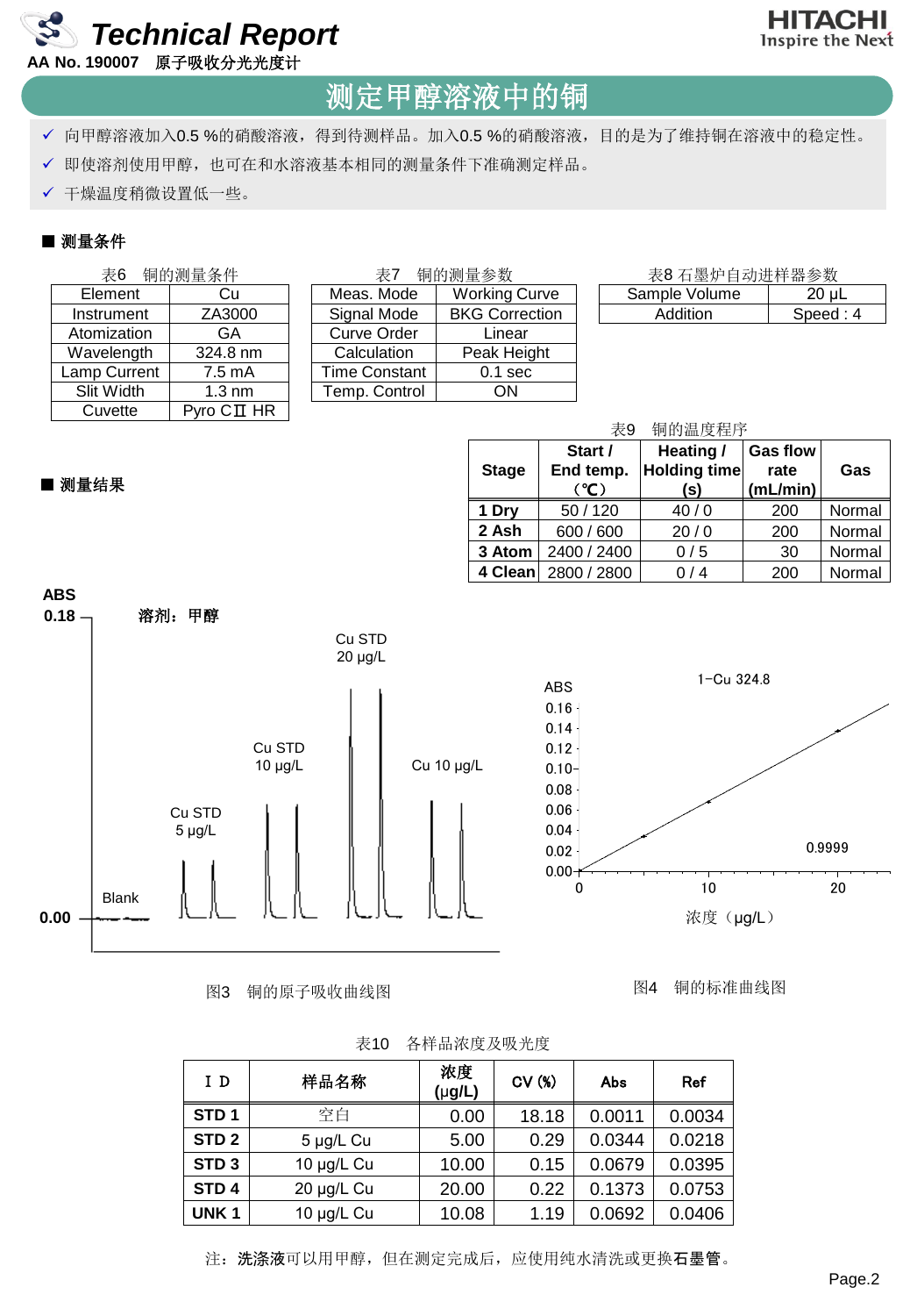# 测定甲醇溶液中的铜

- ✓ 向甲醇溶液加入0.5 %的硝酸溶液，得到待测样品。加入0.5 %的硝酸溶液，目的是为了维持铜在溶液中的稳定性。
- ✓ 即使溶剂使用甲醇，也可在和水溶液基本相同的测量条件下准确测定样品。
- ✓ 干燥温度稍微设置低一些。

## ■ 测量条件

表6　铜的测量条件

| Element | Cu |
|---|---|
| Instrument | ZA3000 |
| Atomization | GA |
| Wavelength | 324.8 nm |
| Lamp Current | 7.5 mA |
| Slit Width | 1.3 nm |
| Cuvette | Pyro CⅡ HR |

表7　铜的测量参数

| Meas. Mode | Working Curve |
|---|---|
| Signal Mode | BKG Correction |
| Curve Order | Linear |
| Calculation | Peak Height |
| Time Constant | 0.1 sec |
| Temp. Control | ON |

表8 石墨炉自动进样器参数

| Sample Volume | 20 μL |
|---|---|
| Addition | Speed : 4 |

表9　铜的温度程序

| Stage | Start / End temp. (℃) | Heating / Holding time (s) | Gas flow rate (mL/min) | Gas |
|---|---|---|---|---|
| 1 Dry | 50 / 120 | 40 / 0 | 200 | Normal |
| 2 Ash | 600 / 600 | 20 / 0 | 200 | Normal |
| 3 Atom | 2400 / 2400 | 0 / 5 | 30 | Normal |
| 4 Clean | 2800 / 2800 | 0 / 4 | 200 | Normal |

## ■ 测量结果

图3　铜的原子吸收曲线图

图4　铜的标准曲线图

表10　各样品浓度及吸光度

| I D | 样品名称 | 浓度 (μg/L) | CV (%) | Abs | Ref |
|---|---|---|---|---|---|
| STD 1 | 空白 | 0.00 | 18.18 | 0.0011 | 0.0034 |
| STD 2 | 5 μg/L Cu | 5.00 | 0.29 | 0.0344 | 0.0218 |
| STD 3 | 10 μg/L Cu | 10.00 | 0.15 | 0.0679 | 0.0395 |
| STD 4 | 20 μg/L Cu | 20.00 | 0.22 | 0.1373 | 0.0753 |
| UNK 1 | 10 μg/L Cu | 10.08 | 1.19 | 0.0692 | 0.0406 |

注：**洗涤液**可以用甲醇，但在测定完成后，应使用纯水清洗或更换**石墨管**。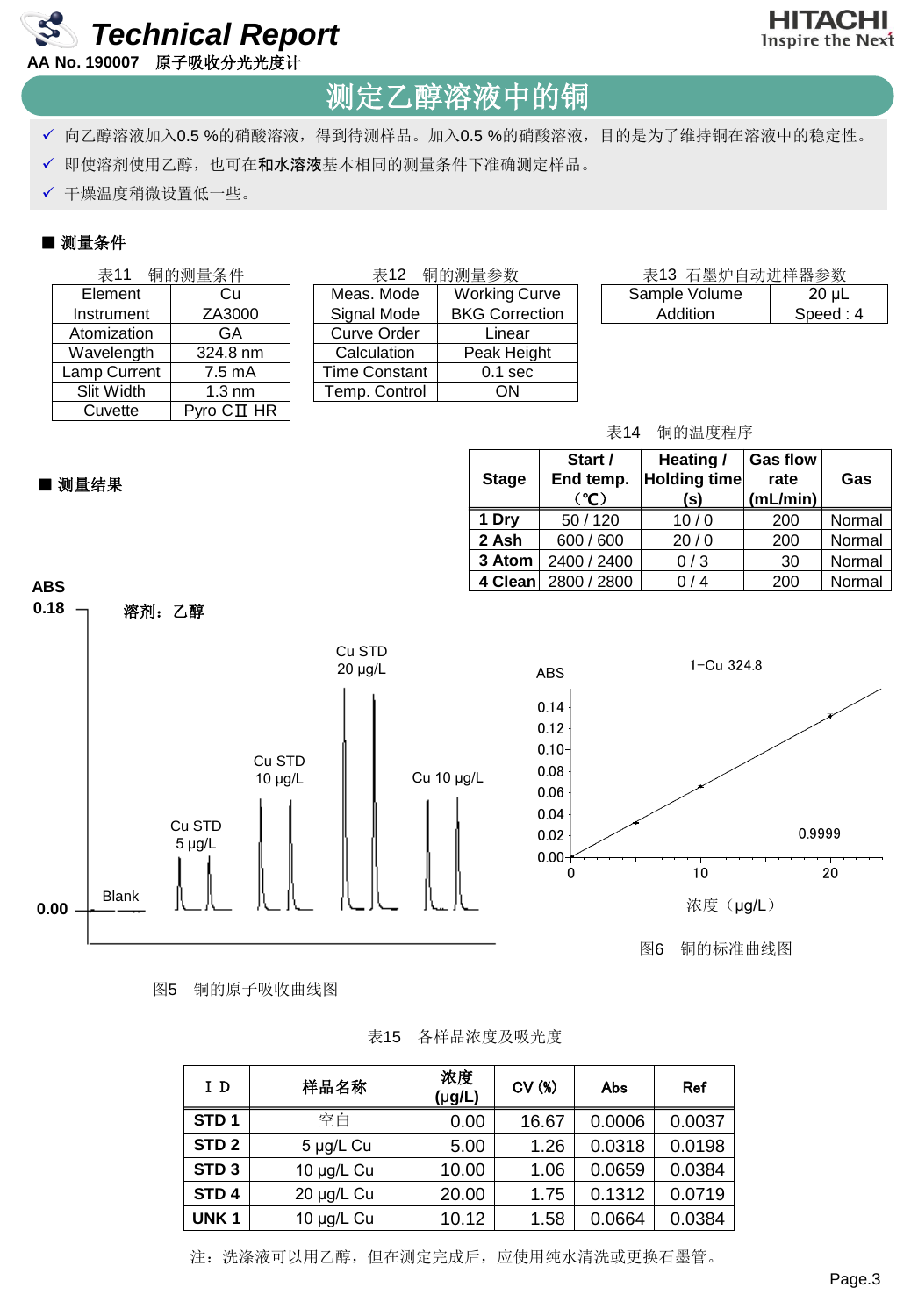# 测定乙醇溶液中的铜

- ✓ 向乙醇溶液加入0.5 %的硝酸溶液，得到待测样品。加入0.5 %的硝酸溶液，目的是为了维持铜在溶液中的稳定性。
- ✓ 即使溶剂使用乙醇，也可在**和水溶液**基本相同的测量条件下准确测定样品。
- ✓ 干燥温度稍微设置低一些。

## ■ 测量条件

表11　铜的测量条件

| Element | Cu |
|---|---|
| Instrument | ZA3000 |
| Atomization | GA |
| Wavelength | 324.8 nm |
| Lamp Current | 7.5 mA |
| Slit Width | 1.3 nm |
| Cuvette | Pyro CⅡ HR |

表12　铜的测量参数

| Meas. Mode | Working Curve |
|---|---|
| Signal Mode | BKG Correction |
| Curve Order | Linear |
| Calculation | Peak Height |
| Time Constant | 0.1 sec |
| Temp. Control | ON |

表13　石墨炉自动进样器参数

| Sample Volume | 20 μL |
|---|---|
| Addition | Speed : 4 |

表14　铜的温度程序

| Stage | Start / End temp. (℃) | Heating / Holding time (s) | Gas flow rate (mL/min) | Gas |
|---|---|---|---|---|
| 1 Dry | 50 / 120 | 10 / 0 | 200 | Normal |
| 2 Ash | 600 / 600 | 20 / 0 | 200 | Normal |
| 3 Atom | 2400 / 2400 | 0 / 3 | 30 | Normal |
| 4 Clean | 2800 / 2800 | 0 / 4 | 200 | Normal |

## ■ 测量结果

图5　铜的原子吸收曲线图

图6　铜的标准曲线图

表15　各样品浓度及吸光度

| ＩＤ | 样品名称 | 浓度 (μg/L) | CV (%) | Abs | Ref |
|---|---|---|---|---|---|
| STD 1 | 空白 | 0.00 | 16.67 | 0.0006 | 0.0037 |
| STD 2 | 5 μg/L Cu | 5.00 | 1.26 | 0.0318 | 0.0198 |
| STD 3 | 10 μg/L Cu | 10.00 | 1.06 | 0.0659 | 0.0384 |
| STD 4 | 20 μg/L Cu | 20.00 | 1.75 | 0.1312 | 0.0719 |
| UNK 1 | 10 μg/L Cu | 10.12 | 1.58 | 0.0664 | 0.0384 |

注：洗涤液可以用乙醇，但在测定完成后，应使用纯水清洗或更换石墨管。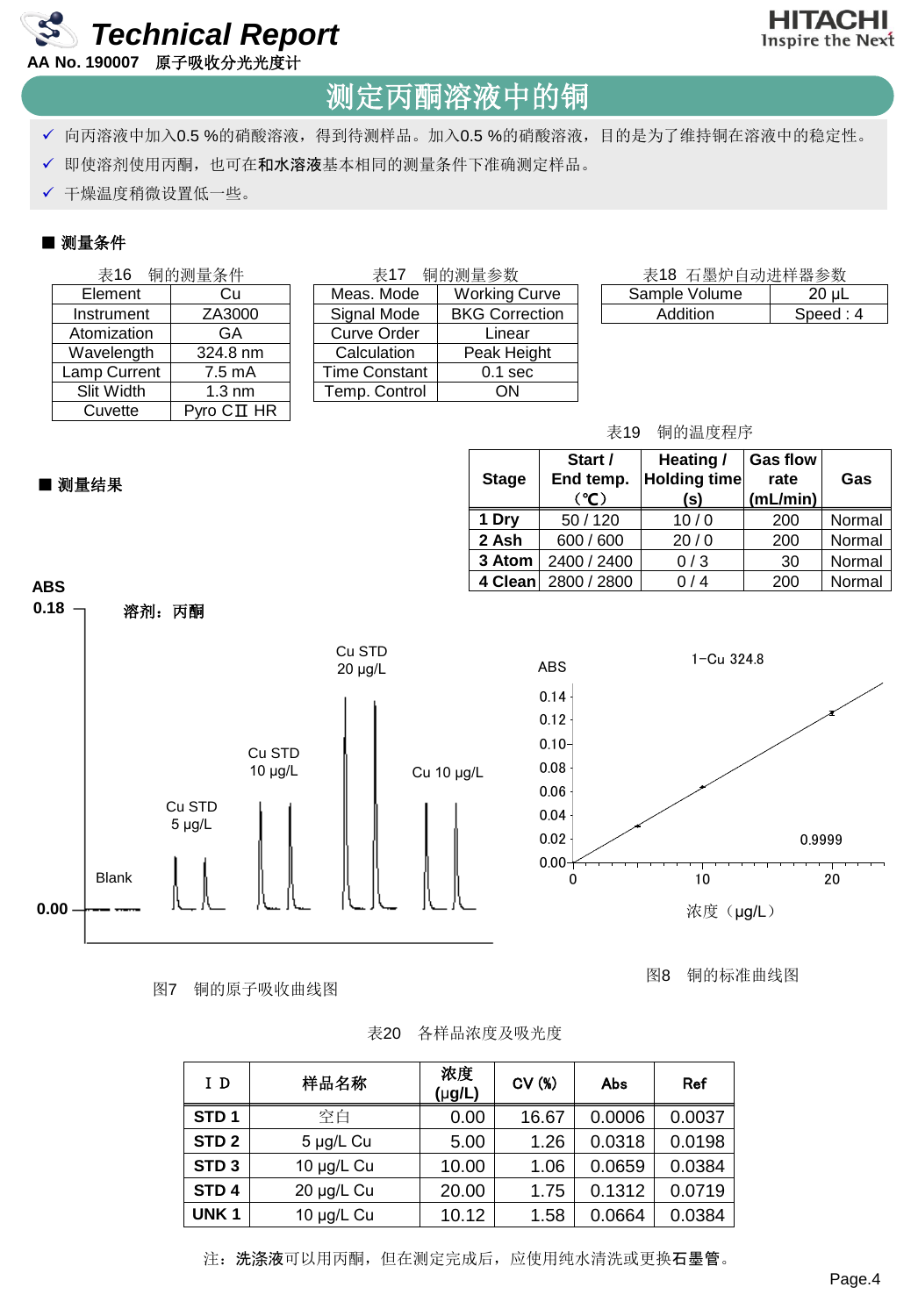# 测定丙酮溶液中的铜

- ✓ 向丙酮溶液中加入0.5 %的硝酸溶液，得到待测样品。加入0.5 %的硝酸溶液，目的是为了维持铜在溶液中的稳定性。
- ✓ 即使溶剂使用丙酮，也可在**和水溶液**基本相同的测量条件下准确测定样品。
- ✓ 干燥温度稍微设置低一些。

## ■ 测量条件

表16　铜的测量条件

| Element | Cu |
|---|---|
| Instrument | ZA3000 |
| Atomization | GA |
| Wavelength | 324.8 nm |
| Lamp Current | 7.5 mA |
| Slit Width | 1.3 nm |
| Cuvette | Pyro CⅡ HR |

表17　铜的测量参数

| Meas. Mode | Working Curve |
|---|---|
| Signal Mode | BKG Correction |
| Curve Order | Linear |
| Calculation | Peak Height |
| Time Constant | 0.1 sec |
| Temp. Control | ON |

表18　石墨炉自动进样器参数

| Sample Volume | 20 µL |
|---|---|
| Addition | Speed : 4 |

表19　铜的温度程序

| Stage | Start / End temp. (℃) | Heating / Holding time (s) | Gas flow rate (mL/min) | Gas |
|---|---|---|---|---|
| 1 Dry | 50 / 120 | 10 / 0 | 200 | Normal |
| 2 Ash | 600 / 600 | 20 / 0 | 200 | Normal |
| 3 Atom | 2400 / 2400 | 0 / 3 | 30 | Normal |
| 4 Clean | 2800 / 2800 | 0 / 4 | 200 | Normal |

## ■ 测量结果

图7　铜的原子吸收曲线图

图8　铜的标准曲线图

表20　各样品浓度及吸光度

| I D | 样品名称 | 浓度 (µg/L) | CV (%) | Abs | Ref |
|---|---|---|---|---|---|
| STD 1 | 空白 | 0.00 | 16.67 | 0.0006 | 0.0037 |
| STD 2 | 5 µg/L Cu | 5.00 | 1.26 | 0.0318 | 0.0198 |
| STD 3 | 10 µg/L Cu | 10.00 | 1.06 | 0.0659 | 0.0384 |
| STD 4 | 20 µg/L Cu | 20.00 | 1.75 | 0.1312 | 0.0719 |
| UNK 1 | 10 µg/L Cu | 10.12 | 1.58 | 0.0664 | 0.0384 |

注：**洗涤液**可以用丙酮，但在测定完成后，应使用纯水清洗或更换**石墨管**。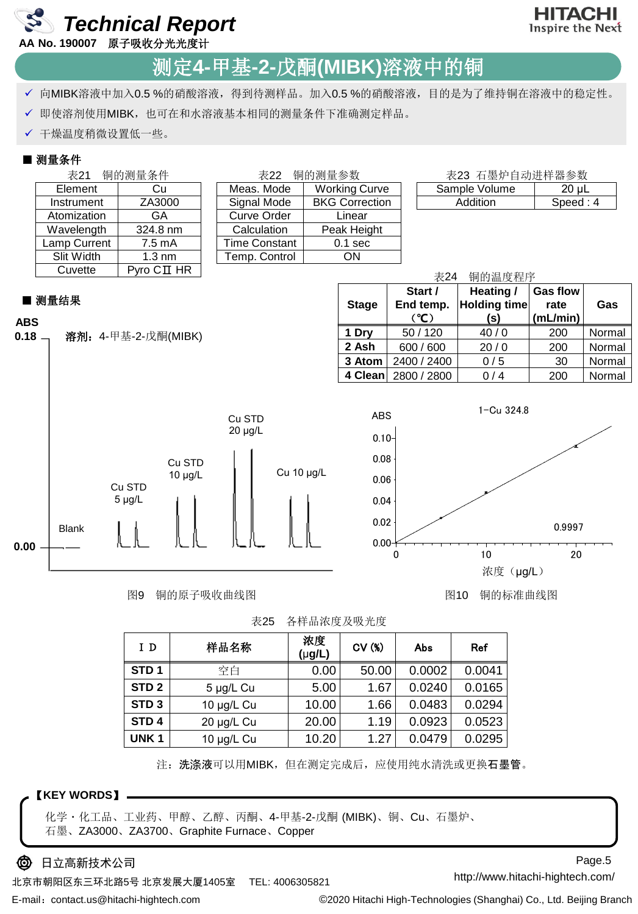# Technical Report

AA No. 190007　原子吸收分光光度计

# 测定4-甲基-2-戊酮(MIBK)溶液中的铜

- ✓ 向MIBK溶液中加入0.5 %的硝酸溶液，得到待测样品。加入0.5 %的硝酸溶液，目的是为了维持铜在溶液中的稳定性。
- ✓ 即使溶剂使用MIBK，也可在和水溶液基本相同的测量条件下准确测定样品。
- ✓ 干燥温度稍微设置低一些。

## ■ 测量条件

表21　铜的测量条件

| | |
|---|---|
| Element | Cu |
| Instrument | ZA3000 |
| Atomization | GA |
| Wavelength | 324.8 nm |
| Lamp Current | 7.5 mA |
| Slit Width | 1.3 nm |
| Cuvette | Pyro CⅡ HR |

表22　铜的测量参数

| | |
|---|---|
| Meas. Mode | Working Curve |
| Signal Mode | BKG Correction |
| Curve Order | Linear |
| Calculation | Peak Height |
| Time Constant | 0.1 sec |
| Temp. Control | ON |

表23　石墨炉自动进样器参数

| | |
|---|---|
| Sample Volume | 20 μL |
| Addition | Speed : 4 |

表24　铜的温度程序

| Stage | Start / End temp. (℃) | Heating / Holding time (s) | Gas flow rate (mL/min) | Gas |
|---|---|---|---|---|
| 1 Dry | 50 / 120 | 40 / 0 | 200 | Normal |
| 2 Ash | 600 / 600 | 20 / 0 | 200 | Normal |
| 3 Atom | 2400 / 2400 | 0 / 5 | 30 | Normal |
| 4 Clean | 2800 / 2800 | 0 / 4 | 200 | Normal |

## ■ 测量结果

ABS
0.18
溶剂：4-甲基-2-戊酮(MIBK)
0.00
Blank
Cu STD 5 μg/L
Cu STD 10 μg/L
Cu STD 20 μg/L
Cu 10 μg/L

图9　铜的原子吸收曲线图

1-Cu 324.8
ABS
0.10
0.08
0.06
0.04
0.02
0.00
0
10
20
0.9997
浓度（μg/L）

图10　铜的标准曲线图

表25　各样品浓度及吸光度

| ＩＤ | 样品名称 | 浓度 (μg/L) | CV (%) | Abs | Ref |
|---|---|---|---|---|---|
| STD 1 | 空白 | 0.00 | 50.00 | 0.0002 | 0.0041 |
| STD 2 | 5 μg/L Cu | 5.00 | 1.67 | 0.0240 | 0.0165 |
| STD 3 | 10 μg/L Cu | 10.00 | 1.66 | 0.0483 | 0.0294 |
| STD 4 | 20 μg/L Cu | 20.00 | 1.19 | 0.0923 | 0.0523 |
| UNK 1 | 10 μg/L Cu | 10.20 | 1.27 | 0.0479 | 0.0295 |

注：**洗涤液**可以用MIBK，但在测定完成后，应使用纯水清洗或更换**石墨管**。

**【KEY WORDS】**

化学・化工品、工业药、甲醇、乙醇、丙酮、4-甲基-2-戊酮 (MIBK)、铜、Cu、石墨炉、石墨、ZA3000、ZA3700、Graphite Furnace、Copper

日立高新技术公司

北京市朝阳区东三环北路5号 北京发展大厦1405室　TEL: 4006305821

http://www.hitachi-hightech.com/

E-mail：contact.us@hitachi-hightech.com

©2020 Hitachi High-Technologies (Shanghai) Co., Ltd. Beijing Branch